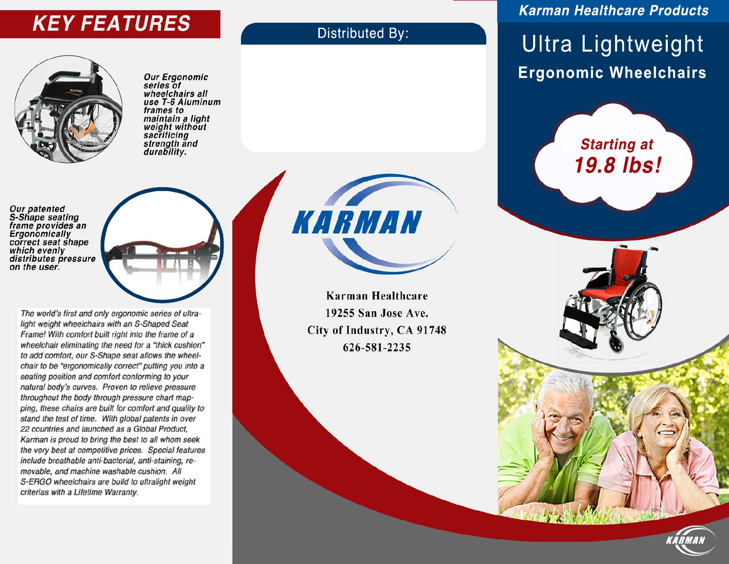# KEY FEATURES

*Our Ergonomic series of wheelchairs all use T-6 Aluminum frames to maintain a light weight without sacrificing strength and durability.*

*Our patented S-Shape seating frame provides an Ergonomically correct seat shape which evenly distributes pressure on the user.*

*The world's first and only ergonomic series of ultra-light weight wheelchairs with an S-Shaped Seat Frame! With comfort built right into the frame of a wheelchair eliminating the need for a "thick cushion" to add comfort, our S-Shape seat allows the wheelchair to be "ergonomically correct" putting you into a seating position and comfort conforming to your natural body's curves. Proven to relieve pressure throughout the body through pressure chart mapping, these chairs are built for comfort and quality to stand the test of time. With global patents in over 22 countries and launched as a Global Product, Karman is proud to bring the best to all whom seek the very best at competitive prices. Special features include breathable anti-bacterial, anti-staining, removable, and machine washable cushion. All S-ERGO wheelchairs are build to ultralight weight criterias with a Lifetime Warranty.*

Distributed By:

KARMAN

Karman Healthcare
19255 San Jose Ave.
City of Industry, CA 91748
626-581-2235

***Karman Healthcare Products***

# Ultra Lightweight

## Ergonomic Wheelchairs

***Starting at 19.8 lbs!***

KARMAN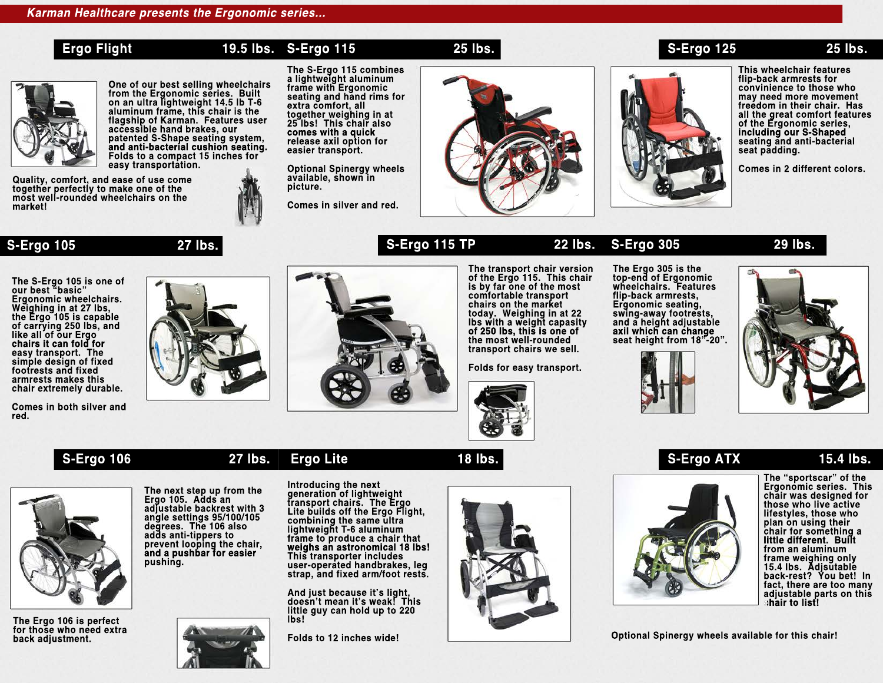# Karman Healthcare presents the Ergonomic series...

## Ergo Flight — 19.5 lbs.

One of our best selling wheelchairs from the Ergonomic series. Built on an ultra lightweight 14.5 lb T-6 aluminum frame, this chair is the flagship of Karman. Features user accessible hand brakes, our patented S-Shape seating system, and anti-bacterial cushion seating. Folds to a compact 15 inches for easy transportation.

Quality, comfort, and ease of use come together perfectly to make one of the most well-rounded wheelchairs on the market!

## S-Ergo 115 — 25 lbs.

The S-Ergo 115 combines a lightweight aluminum frame with Ergonomic seating and hand rims for extra comfort, all together weighing in at 25 lbs! This chair also comes with a quick release axil option for easier transport.

Optional Spinergy wheels available, shown in picture.

Comes in silver and red.

## S-Ergo 125 — 25 lbs.

This wheelchair features flip-back armrests for convinience to those who may need more movement freedom in their chair. Has all the great comfort features of the Ergonomic series, including our S-Shaped seating and anti-bacterial seat padding.

Comes in 2 different colors.

## S-Ergo 105 — 27 lbs.

The S-Ergo 105 is one of our best "basic" Ergonomic wheelchairs. Weighing in at 27 lbs, the Ergo 105 is capable of carrying 250 lbs, and like all of our Ergo chairs it can fold for easy transport. The simple design of fixed footrests and fixed armrests makes this chair extremely durable.

Comes in both silver and red.

## S-Ergo 115 TP — 22 lbs.

The transport chair version of the Ergo 115. This chair is by far one of the most comfortable transport chairs on the market today. Weighing in at 22 lbs with a weight capacity of 250 lbs, this is one of the most well-rounded transport chairs we sell.

Folds for easy transport.

## S-Ergo 305 — 29 lbs.

The Ergo 305 is the top-end of Ergonomic wheelchairs. Features flip-back armrests, Ergonomic seating, swing-away footrests, and a height adjustable axil which can change seat height from 18"-20".

## S-Ergo 106 — 27 lbs.

The next step up from the Ergo 105. Adds an adjustable backrest with 3 angle settings 95/100/105 degrees. The 106 also adds anti-tippers to prevent looping the chair, and a pushbar for easier pushing.

The Ergo 106 is perfect for those who need extra back adjustment.

## Ergo Lite — 18 lbs.

Introducing the next generation of lightweight transport chairs. The Ergo Lite builds off the Ergo Flight, combining the same ultra lightweight T-6 aluminum frame to produce a chair that weighs an astronomical 18 lbs! This transporter includes user-operated handbrakes, leg strap, and fixed arm/foot rests.

And just because it's light, doesn't mean it's weak! This little guy can hold up to 220 lbs!

Folds to 12 inches wide!

## S-Ergo ATX — 15.4 lbs.

The "sportscar" of the Ergonomic series. This chair was designed for those who live active lifestyles, those who plan on using their chair for something a little different. Built from an aluminum frame weighing only 15.4 lbs. Adjustable back-rest? You bet! In fact, there are too many adjustable parts on this chair to list!

Optional Spinergy wheels available for this chair!